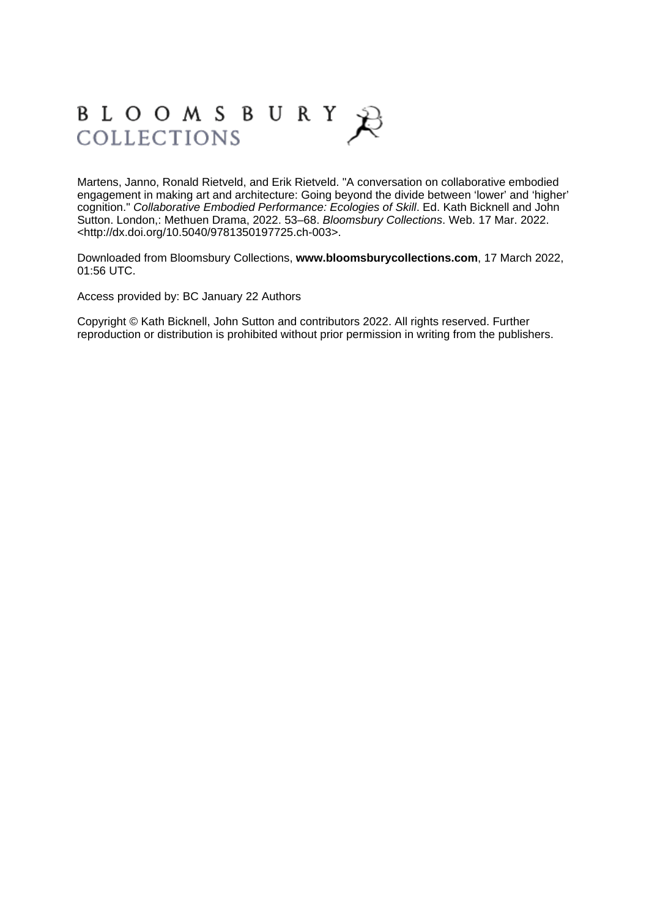BLOOMSBURY
COLLECTIONS

Martens, Janno, Ronald Rietveld, and Erik Rietveld. "A conversation on collaborative embodied engagement in making art and architecture: Going beyond the divide between 'lower' and 'higher' cognition." *Collaborative Embodied Performance: Ecologies of Skill*. Ed. Kath Bicknell and John Sutton. London,: Methuen Drama, 2022. 53–68. *Bloomsbury Collections*. Web. 17 Mar. 2022. <http://dx.doi.org/10.5040/9781350197725.ch-003>.

Downloaded from Bloomsbury Collections, **www.bloomsburycollections.com**, 17 March 2022, 01:56 UTC.

Access provided by: BC January 22 Authors

Copyright © Kath Bicknell, John Sutton and contributors 2022. All rights reserved. Further reproduction or distribution is prohibited without prior permission in writing from the publishers.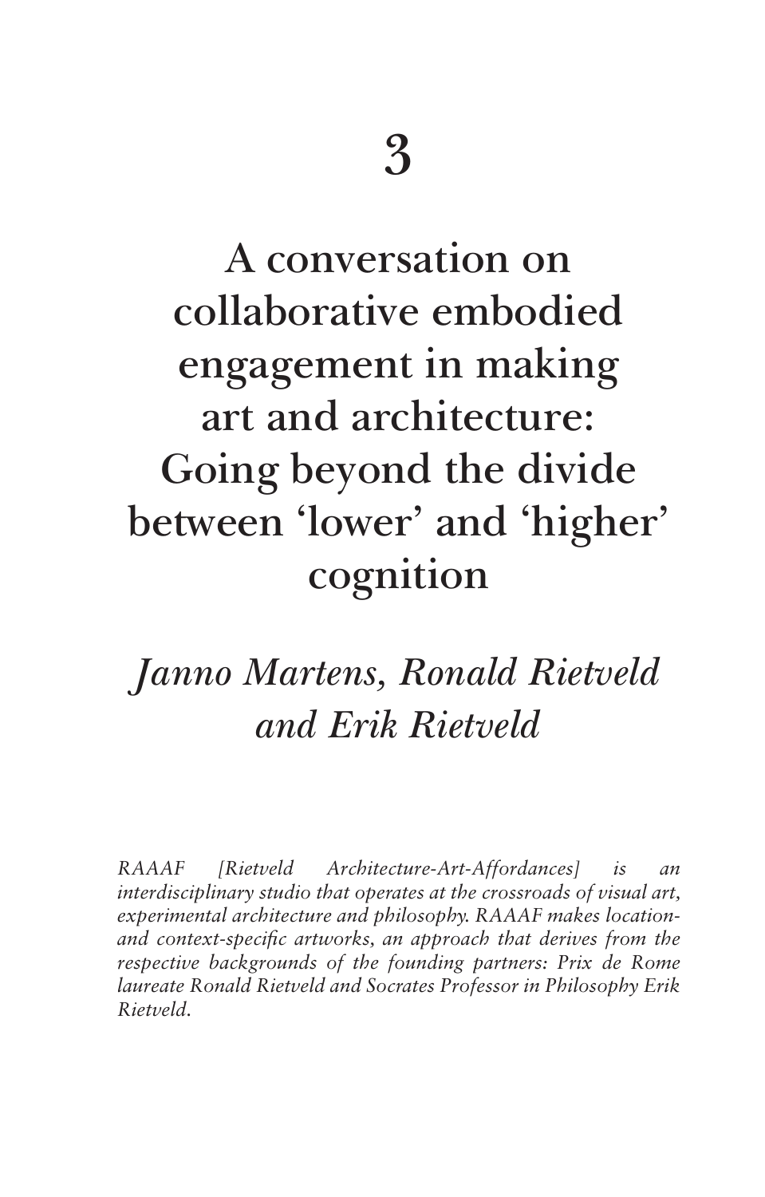# 3

# A conversation on collaborative embodied engagement in making art and architecture: Going beyond the divide between 'lower' and 'higher' cognition

*Janno Martens, Ronald Rietveld and Erik Rietveld*

*RAAAF [Rietveld Architecture-Art-Affordances] is an interdisciplinary studio that operates at the crossroads of visual art, experimental architecture and philosophy. RAAAF makes location- and context-specific artworks, an approach that derives from the respective backgrounds of the founding partners: Prix de Rome laureate Ronald Rietveld and Socrates Professor in Philosophy Erik Rietveld.*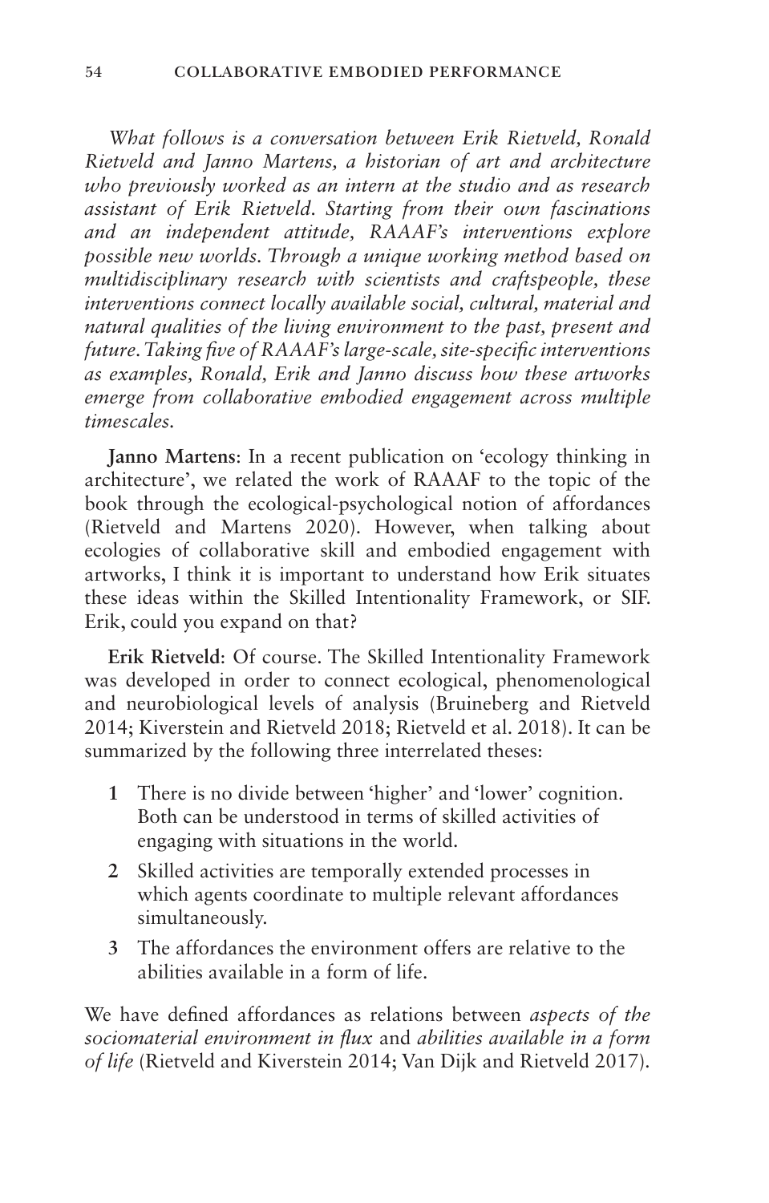*What follows is a conversation between Erik Rietveld, Ronald Rietveld and Janno Martens, a historian of art and architecture who previously worked as an intern at the studio and as research assistant of Erik Rietveld. Starting from their own fascinations and an independent attitude, RAAAF's interventions explore possible new worlds. Through a unique working method based on multidisciplinary research with scientists and craftspeople, these interventions connect locally available social, cultural, material and natural qualities of the living environment to the past, present and future. Taking five of RAAAF's large-scale, site-specific interventions as examples, Ronald, Erik and Janno discuss how these artworks emerge from collaborative embodied engagement across multiple timescales.*

**Janno Martens**: In a recent publication on 'ecology thinking in architecture', we related the work of RAAAF to the topic of the book through the ecological-psychological notion of affordances (Rietveld and Martens 2020). However, when talking about ecologies of collaborative skill and embodied engagement with artworks, I think it is important to understand how Erik situates these ideas within the Skilled Intentionality Framework, or SIF. Erik, could you expand on that?

**Erik Rietveld**: Of course. The Skilled Intentionality Framework was developed in order to connect ecological, phenomenological and neurobiological levels of analysis (Bruineberg and Rietveld 2014; Kiverstein and Rietveld 2018; Rietveld et al. 2018). It can be summarized by the following three interrelated theses:

1. There is no divide between 'higher' and 'lower' cognition. Both can be understood in terms of skilled activities of engaging with situations in the world.
2. Skilled activities are temporally extended processes in which agents coordinate to multiple relevant affordances simultaneously.
3. The affordances the environment offers are relative to the abilities available in a form of life.

We have defined affordances as relations between *aspects of the sociomaterial environment in flux* and *abilities available in a form of life* (Rietveld and Kiverstein 2014; Van Dijk and Rietveld 2017).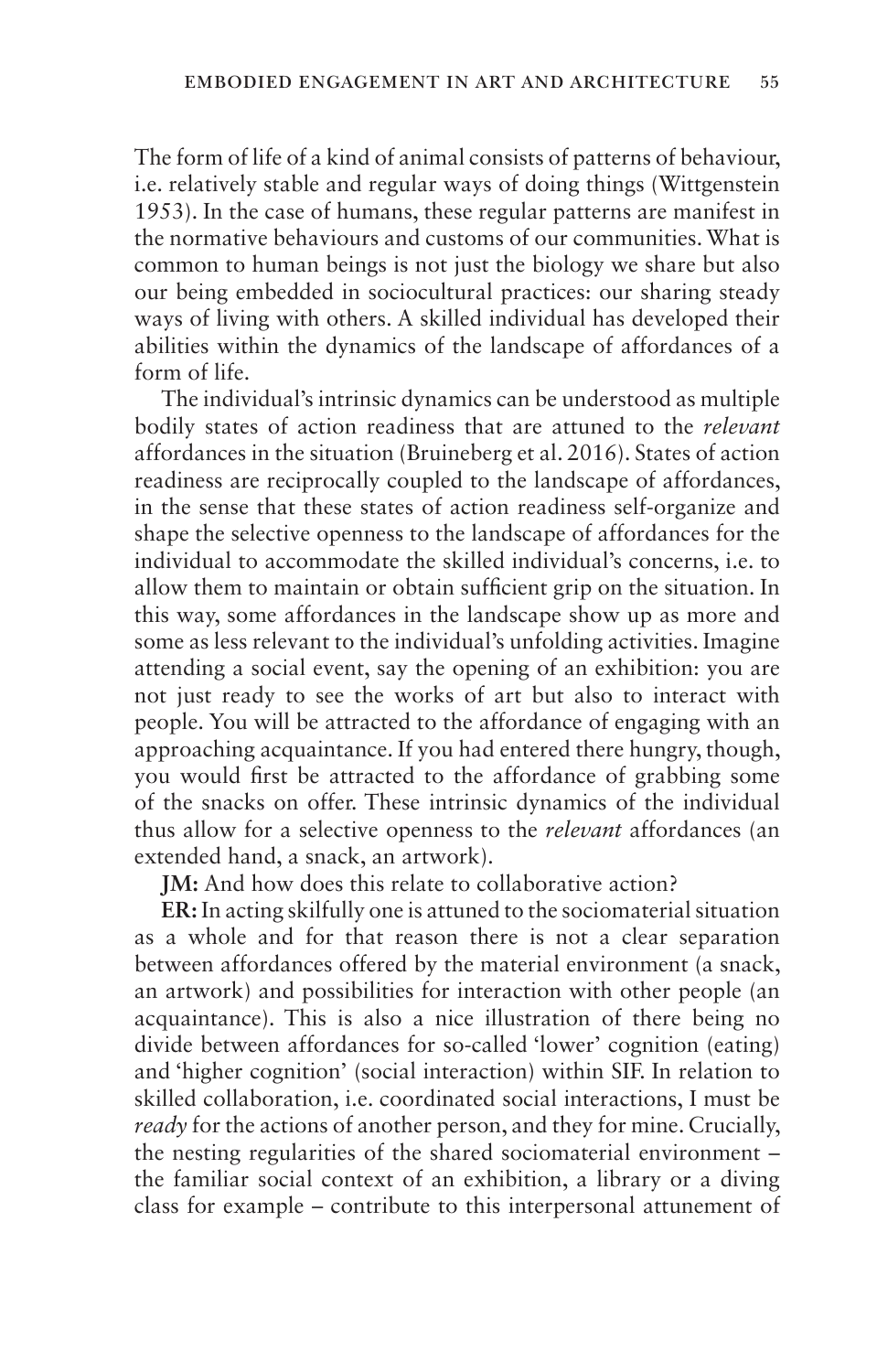The form of life of a kind of animal consists of patterns of behaviour, i.e. relatively stable and regular ways of doing things (Wittgenstein 1953). In the case of humans, these regular patterns are manifest in the normative behaviours and customs of our communities. What is common to human beings is not just the biology we share but also our being embedded in sociocultural practices: our sharing steady ways of living with others. A skilled individual has developed their abilities within the dynamics of the landscape of affordances of a form of life.

The individual's intrinsic dynamics can be understood as multiple bodily states of action readiness that are attuned to the *relevant* affordances in the situation (Bruineberg et al. 2016). States of action readiness are reciprocally coupled to the landscape of affordances, in the sense that these states of action readiness self-organize and shape the selective openness to the landscape of affordances for the individual to accommodate the skilled individual's concerns, i.e. to allow them to maintain or obtain sufficient grip on the situation. In this way, some affordances in the landscape show up as more and some as less relevant to the individual's unfolding activities. Imagine attending a social event, say the opening of an exhibition: you are not just ready to see the works of art but also to interact with people. You will be attracted to the affordance of engaging with an approaching acquaintance. If you had entered there hungry, though, you would first be attracted to the affordance of grabbing some of the snacks on offer. These intrinsic dynamics of the individual thus allow for a selective openness to the *relevant* affordances (an extended hand, a snack, an artwork).

**JM:** And how does this relate to collaborative action?

**ER:** In acting skilfully one is attuned to the sociomaterial situation as a whole and for that reason there is not a clear separation between affordances offered by the material environment (a snack, an artwork) and possibilities for interaction with other people (an acquaintance). This is also a nice illustration of there being no divide between affordances for so-called 'lower' cognition (eating) and 'higher cognition' (social interaction) within SIF. In relation to skilled collaboration, i.e. coordinated social interactions, I must be *ready* for the actions of another person, and they for mine. Crucially, the nesting regularities of the shared sociomaterial environment – the familiar social context of an exhibition, a library or a diving class for example – contribute to this interpersonal attunement of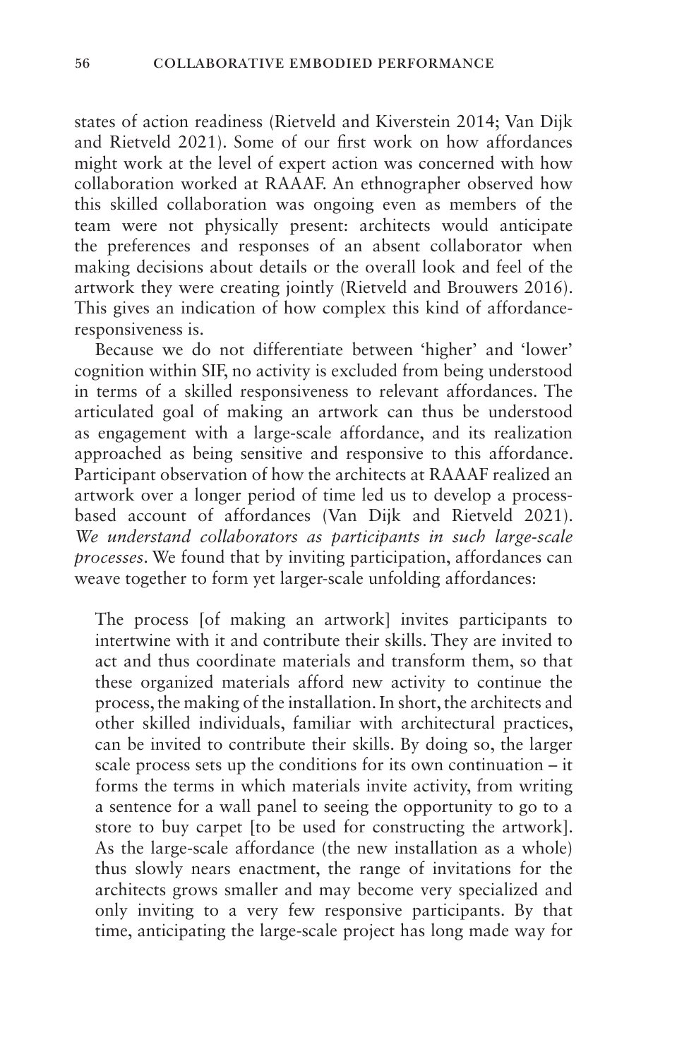states of action readiness (Rietveld and Kiverstein 2014; Van Dijk and Rietveld 2021). Some of our first work on how affordances might work at the level of expert action was concerned with how collaboration worked at RAAAF. An ethnographer observed how this skilled collaboration was ongoing even as members of the team were not physically present: architects would anticipate the preferences and responses of an absent collaborator when making decisions about details or the overall look and feel of the artwork they were creating jointly (Rietveld and Brouwers 2016). This gives an indication of how complex this kind of affordance-responsiveness is.

Because we do not differentiate between 'higher' and 'lower' cognition within SIF, no activity is excluded from being understood in terms of a skilled responsiveness to relevant affordances. The articulated goal of making an artwork can thus be understood as engagement with a large-scale affordance, and its realization approached as being sensitive and responsive to this affordance. Participant observation of how the architects at RAAAF realized an artwork over a longer period of time led us to develop a process-based account of affordances (Van Dijk and Rietveld 2021). *We understand collaborators as participants in such large-scale processes*. We found that by inviting participation, affordances can weave together to form yet larger-scale unfolding affordances:

> The process [of making an artwork] invites participants to intertwine with it and contribute their skills. They are invited to act and thus coordinate materials and transform them, so that these organized materials afford new activity to continue the process, the making of the installation. In short, the architects and other skilled individuals, familiar with architectural practices, can be invited to contribute their skills. By doing so, the larger scale process sets up the conditions for its own continuation – it forms the terms in which materials invite activity, from writing a sentence for a wall panel to seeing the opportunity to go to a store to buy carpet [to be used for constructing the artwork]. As the large-scale affordance (the new installation as a whole) thus slowly nears enactment, the range of invitations for the architects grows smaller and may become very specialized and only inviting to a very few responsive participants. By that time, anticipating the large-scale project has long made way for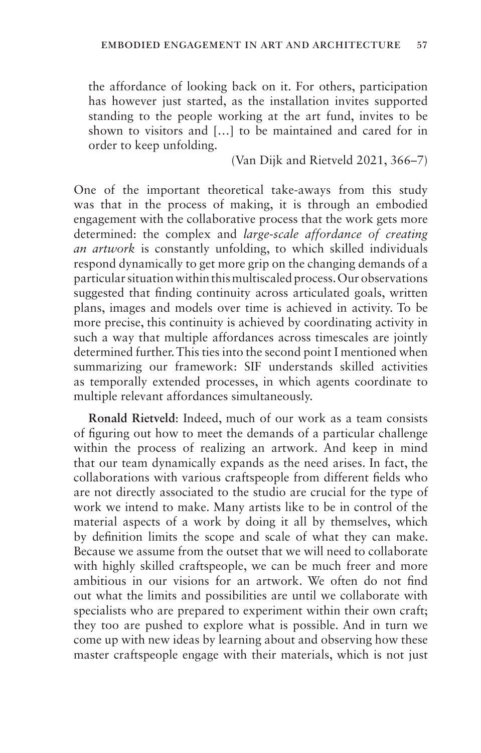> the affordance of looking back on it. For others, participation has however just started, as the installation invites supported standing to the people working at the art fund, invites to be shown to visitors and [...] to be maintained and cared for in order to keep unfolding.
>
> (Van Dijk and Rietveld 2021, 366–7)

One of the important theoretical take-aways from this study was that in the process of making, it is through an embodied engagement with the collaborative process that the work gets more determined: the complex and *large-scale affordance of creating an artwork* is constantly unfolding, to which skilled individuals respond dynamically to get more grip on the changing demands of a particular situation within this multiscaled process. Our observations suggested that finding continuity across articulated goals, written plans, images and models over time is achieved in activity. To be more precise, this continuity is achieved by coordinating activity in such a way that multiple affordances across timescales are jointly determined further. This ties into the second point I mentioned when summarizing our framework: SIF understands skilled activities as temporally extended processes, in which agents coordinate to multiple relevant affordances simultaneously.

**Ronald Rietveld**: Indeed, much of our work as a team consists of figuring out how to meet the demands of a particular challenge within the process of realizing an artwork. And keep in mind that our team dynamically expands as the need arises. In fact, the collaborations with various craftspeople from different fields who are not directly associated to the studio are crucial for the type of work we intend to make. Many artists like to be in control of the material aspects of a work by doing it all by themselves, which by definition limits the scope and scale of what they can make. Because we assume from the outset that we will need to collaborate with highly skilled craftspeople, we can be much freer and more ambitious in our visions for an artwork. We often do not find out what the limits and possibilities are until we collaborate with specialists who are prepared to experiment within their own craft; they too are pushed to explore what is possible. And in turn we come up with new ideas by learning about and observing how these master craftspeople engage with their materials, which is not just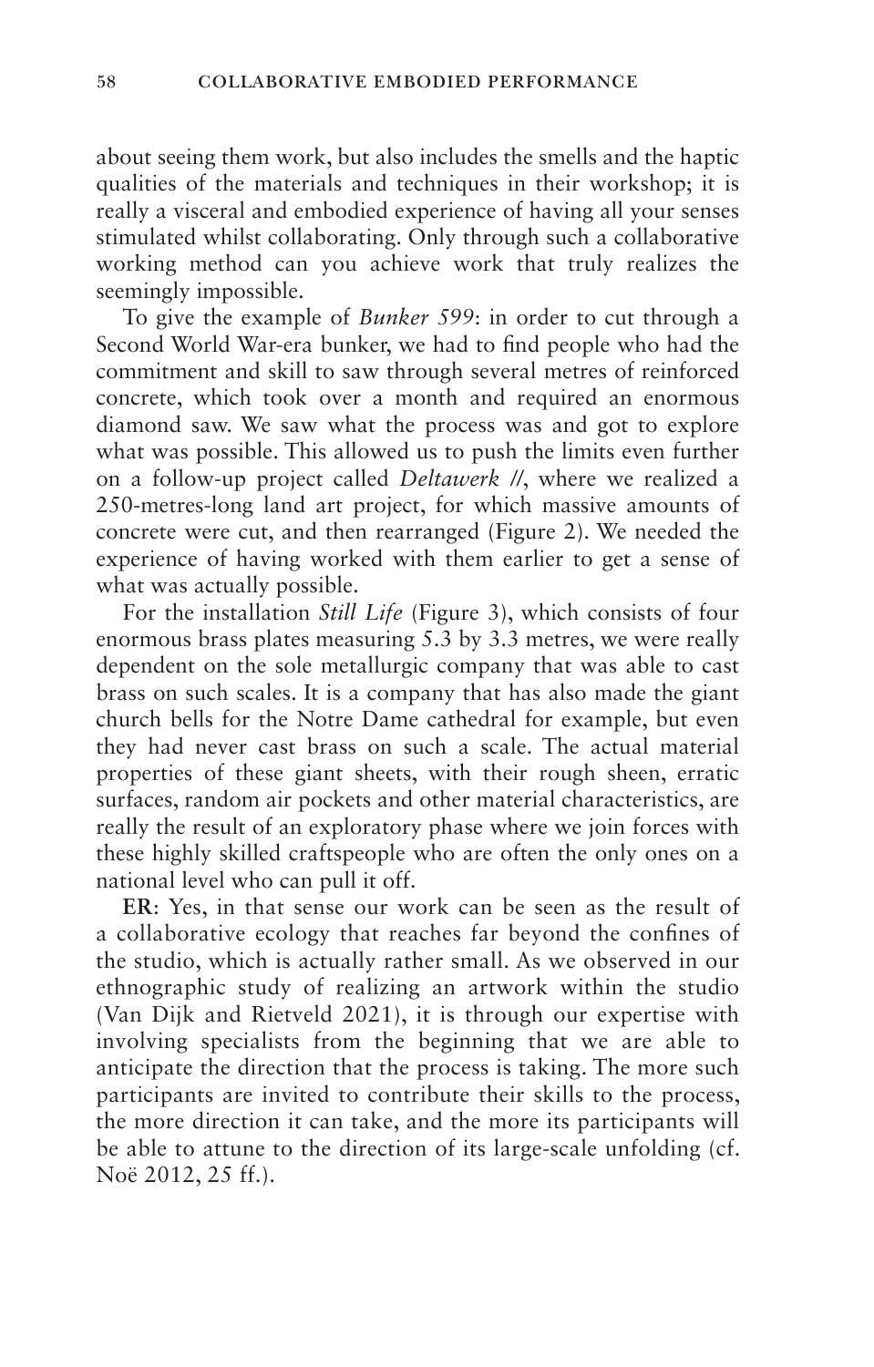about seeing them work, but also includes the smells and the haptic qualities of the materials and techniques in their workshop; it is really a visceral and embodied experience of having all your senses stimulated whilst collaborating. Only through such a collaborative working method can you achieve work that truly realizes the seemingly impossible.

To give the example of *Bunker 599*: in order to cut through a Second World War-era bunker, we had to find people who had the commitment and skill to saw through several metres of reinforced concrete, which took over a month and required an enormous diamond saw. We saw what the process was and got to explore what was possible. This allowed us to push the limits even further on a follow-up project called *Deltawerk //*, where we realized a 250-metres-long land art project, for which massive amounts of concrete were cut, and then rearranged (Figure 2). We needed the experience of having worked with them earlier to get a sense of what was actually possible.

For the installation *Still Life* (Figure 3), which consists of four enormous brass plates measuring 5.3 by 3.3 metres, we were really dependent on the sole metallurgic company that was able to cast brass on such scales. It is a company that has also made the giant church bells for the Notre Dame cathedral for example, but even they had never cast brass on such a scale. The actual material properties of these giant sheets, with their rough sheen, erratic surfaces, random air pockets and other material characteristics, are really the result of an exploratory phase where we join forces with these highly skilled craftspeople who are often the only ones on a national level who can pull it off.

**ER**: Yes, in that sense our work can be seen as the result of a collaborative ecology that reaches far beyond the confines of the studio, which is actually rather small. As we observed in our ethnographic study of realizing an artwork within the studio (Van Dijk and Rietveld 2021), it is through our expertise with involving specialists from the beginning that we are able to anticipate the direction that the process is taking. The more such participants are invited to contribute their skills to the process, the more direction it can take, and the more its participants will be able to attune to the direction of its large-scale unfolding (cf. Noë 2012, 25 ff.).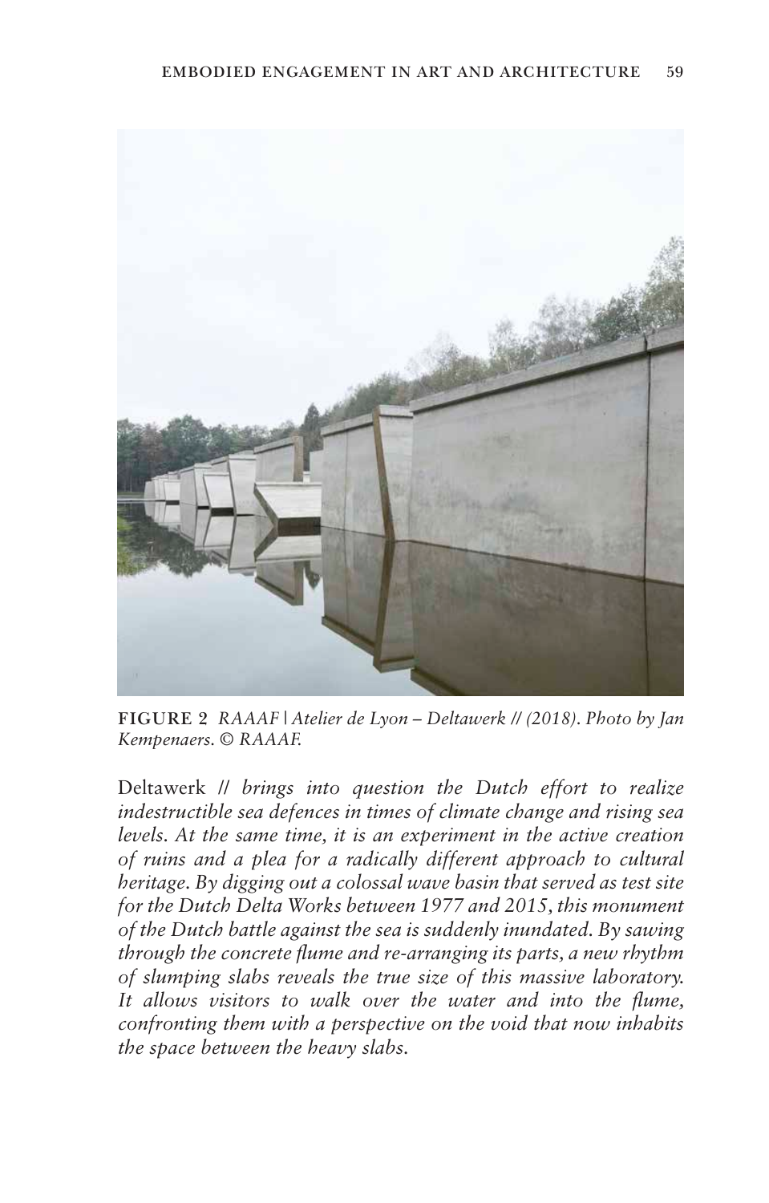**FIGURE 2** *RAAAF | Atelier de Lyon – Deltawerk // (2018). Photo by Jan Kempenaers. © RAAAF.*

Deltawerk // *brings into question the Dutch effort to realize indestructible sea defences in times of climate change and rising sea levels. At the same time, it is an experiment in the active creation of ruins and a plea for a radically different approach to cultural heritage. By digging out a colossal wave basin that served as test site for the Dutch Delta Works between 1977 and 2015, this monument of the Dutch battle against the sea is suddenly inundated. By sawing through the concrete flume and re-arranging its parts, a new rhythm of slumping slabs reveals the true size of this massive laboratory. It allows visitors to walk over the water and into the flume, confronting them with a perspective on the void that now inhabits the space between the heavy slabs.*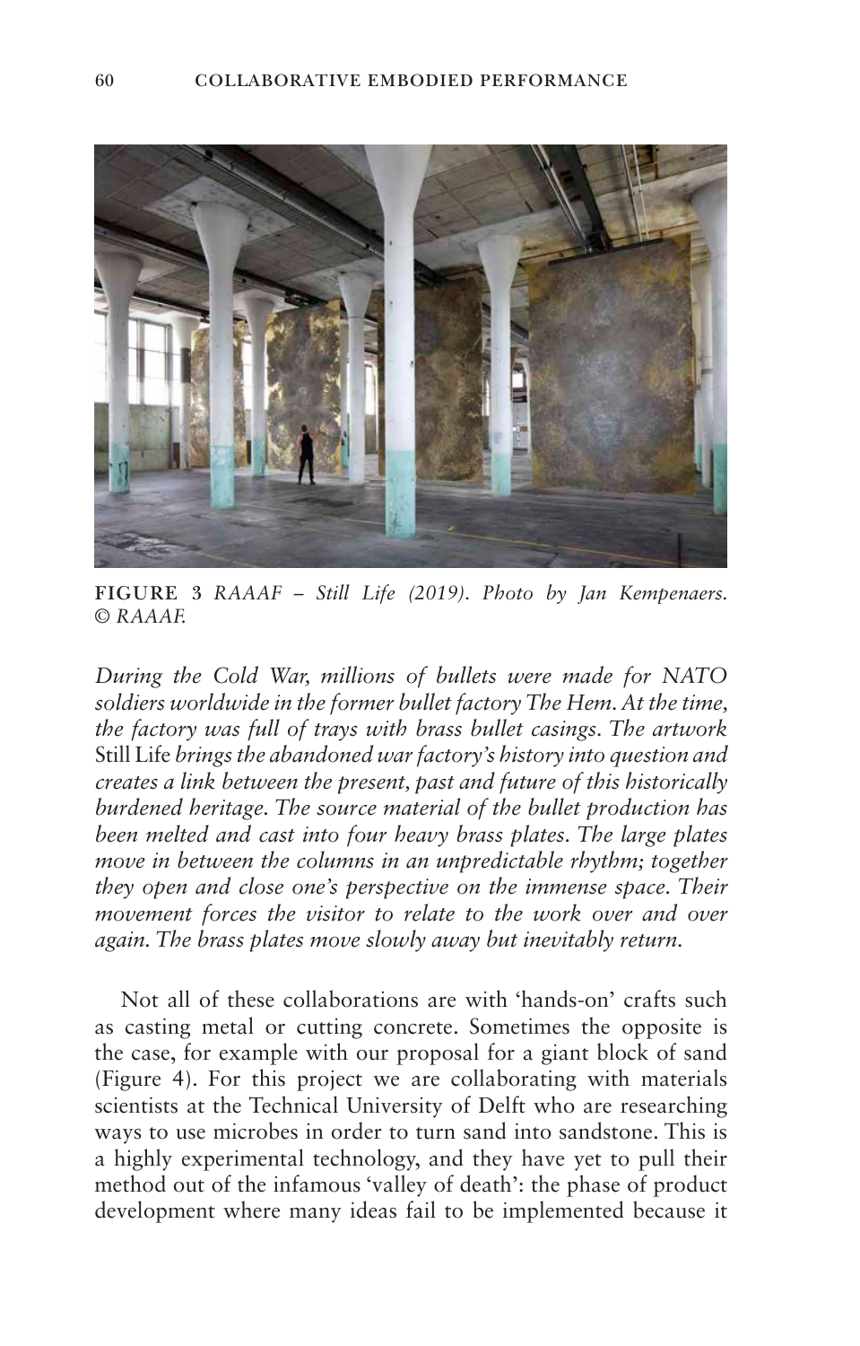**FIGURE 3** *RAAAF – Still Life (2019). Photo by Jan Kempenaers. © RAAAF.*

*During the Cold War, millions of bullets were made for NATO soldiers worldwide in the former bullet factory The Hem. At the time, the factory was full of trays with brass bullet casings. The artwork* Still Life *brings the abandoned war factory's history into question and creates a link between the present, past and future of this historically burdened heritage. The source material of the bullet production has been melted and cast into four heavy brass plates. The large plates move in between the columns in an unpredictable rhythm; together they open and close one's perspective on the immense space. Their movement forces the visitor to relate to the work over and over again. The brass plates move slowly away but inevitably return.*

Not all of these collaborations are with 'hands-on' crafts such as casting metal or cutting concrete. Sometimes the opposite is the case, for example with our proposal for a giant block of sand (Figure 4). For this project we are collaborating with materials scientists at the Technical University of Delft who are researching ways to use microbes in order to turn sand into sandstone. This is a highly experimental technology, and they have yet to pull their method out of the infamous 'valley of death': the phase of product development where many ideas fail to be implemented because it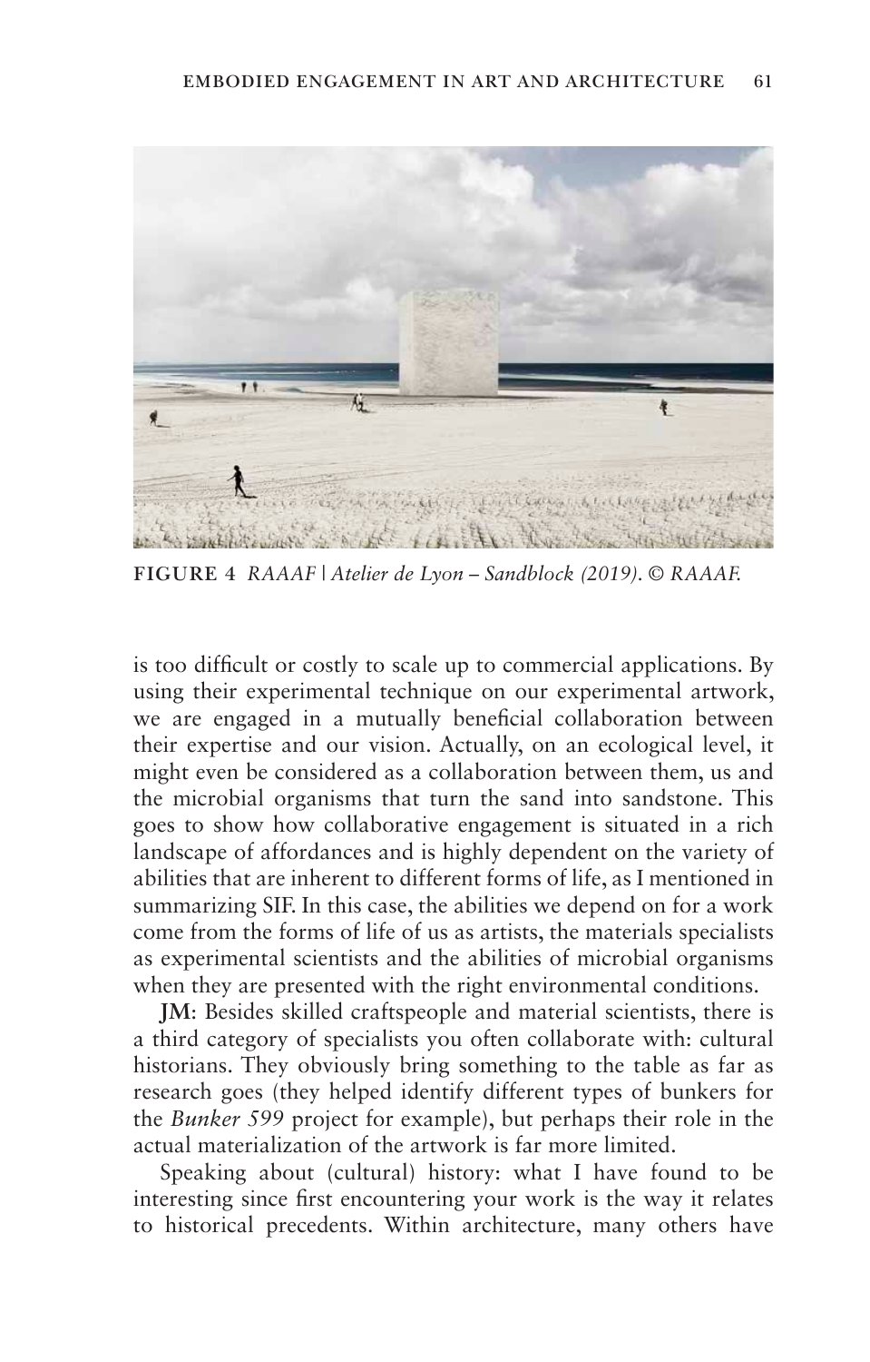**FIGURE 4** *RAAAF | Atelier de Lyon – Sandblock (2019). © RAAAF.*

is too difficult or costly to scale up to commercial applications. By using their experimental technique on our experimental artwork, we are engaged in a mutually beneficial collaboration between their expertise and our vision. Actually, on an ecological level, it might even be considered as a collaboration between them, us and the microbial organisms that turn the sand into sandstone. This goes to show how collaborative engagement is situated in a rich landscape of affordances and is highly dependent on the variety of abilities that are inherent to different forms of life, as I mentioned in summarizing SIF. In this case, the abilities we depend on for a work come from the forms of life of us as artists, the materials specialists as experimental scientists and the abilities of microbial organisms when they are presented with the right environmental conditions.

**JM**: Besides skilled craftspeople and material scientists, there is a third category of specialists you often collaborate with: cultural historians. They obviously bring something to the table as far as research goes (they helped identify different types of bunkers for the *Bunker 599* project for example), but perhaps their role in the actual materialization of the artwork is far more limited.

Speaking about (cultural) history: what I have found to be interesting since first encountering your work is the way it relates to historical precedents. Within architecture, many others have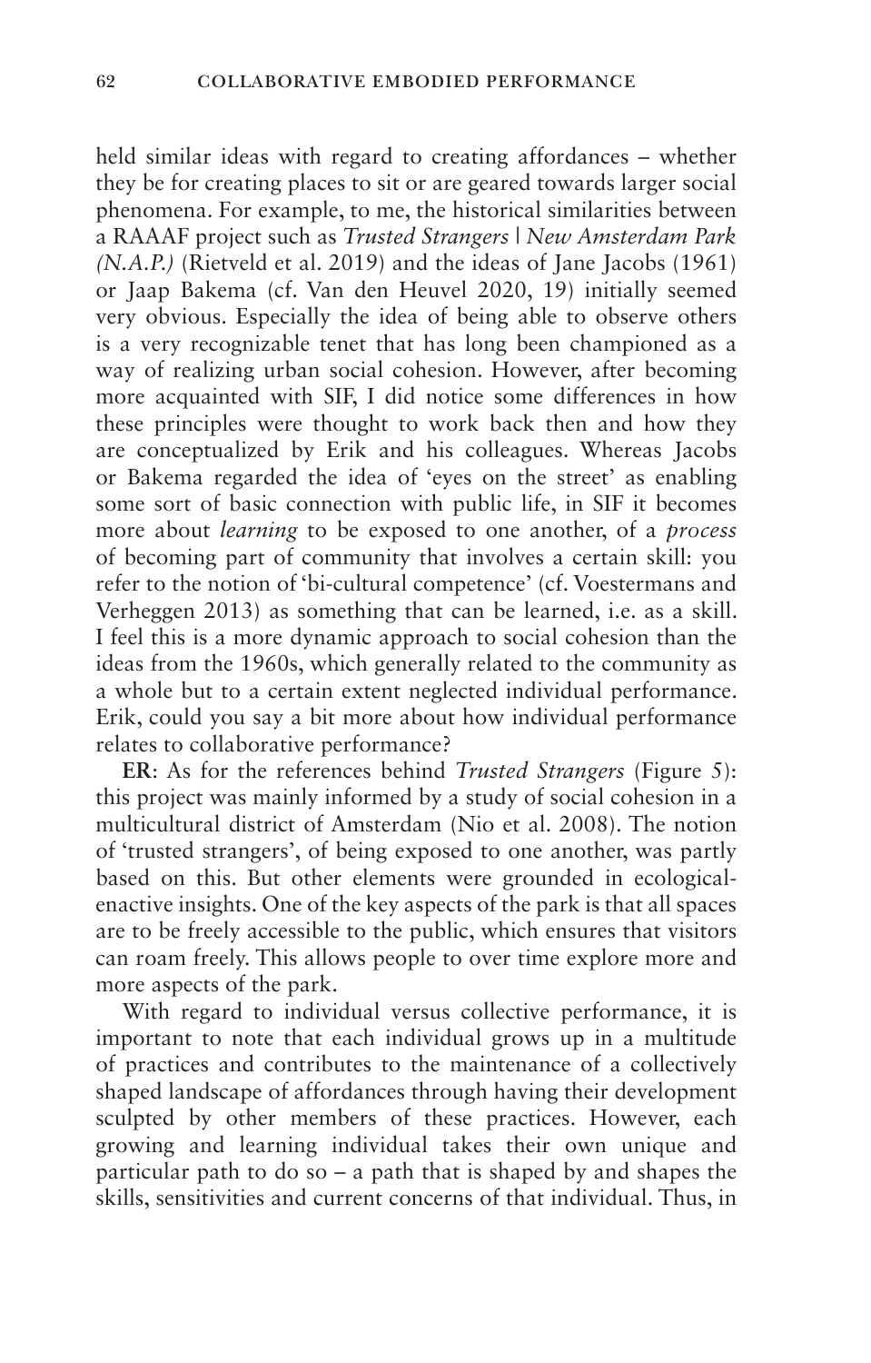held similar ideas with regard to creating affordances – whether they be for creating places to sit or are geared towards larger social phenomena. For example, to me, the historical similarities between a RAAAF project such as *Trusted Strangers | New Amsterdam Park (N.A.P.)* (Rietveld et al. 2019) and the ideas of Jane Jacobs (1961) or Jaap Bakema (cf. Van den Heuvel 2020, 19) initially seemed very obvious. Especially the idea of being able to observe others is a very recognizable tenet that has long been championed as a way of realizing urban social cohesion. However, after becoming more acquainted with SIF, I did notice some differences in how these principles were thought to work back then and how they are conceptualized by Erik and his colleagues. Whereas Jacobs or Bakema regarded the idea of 'eyes on the street' as enabling some sort of basic connection with public life, in SIF it becomes more about *learning* to be exposed to one another, of a *process* of becoming part of community that involves a certain skill: you refer to the notion of 'bi-cultural competence' (cf. Voestermans and Verheggen 2013) as something that can be learned, i.e. as a skill. I feel this is a more dynamic approach to social cohesion than the ideas from the 1960s, which generally related to the community as a whole but to a certain extent neglected individual performance. Erik, could you say a bit more about how individual performance relates to collaborative performance?

**ER**: As for the references behind *Trusted Strangers* (Figure 5): this project was mainly informed by a study of social cohesion in a multicultural district of Amsterdam (Nio et al. 2008). The notion of 'trusted strangers', of being exposed to one another, was partly based on this. But other elements were grounded in ecological-enactive insights. One of the key aspects of the park is that all spaces are to be freely accessible to the public, which ensures that visitors can roam freely. This allows people to over time explore more and more aspects of the park.

With regard to individual versus collective performance, it is important to note that each individual grows up in a multitude of practices and contributes to the maintenance of a collectively shaped landscape of affordances through having their development sculpted by other members of these practices. However, each growing and learning individual takes their own unique and particular path to do so – a path that is shaped by and shapes the skills, sensitivities and current concerns of that individual. Thus, in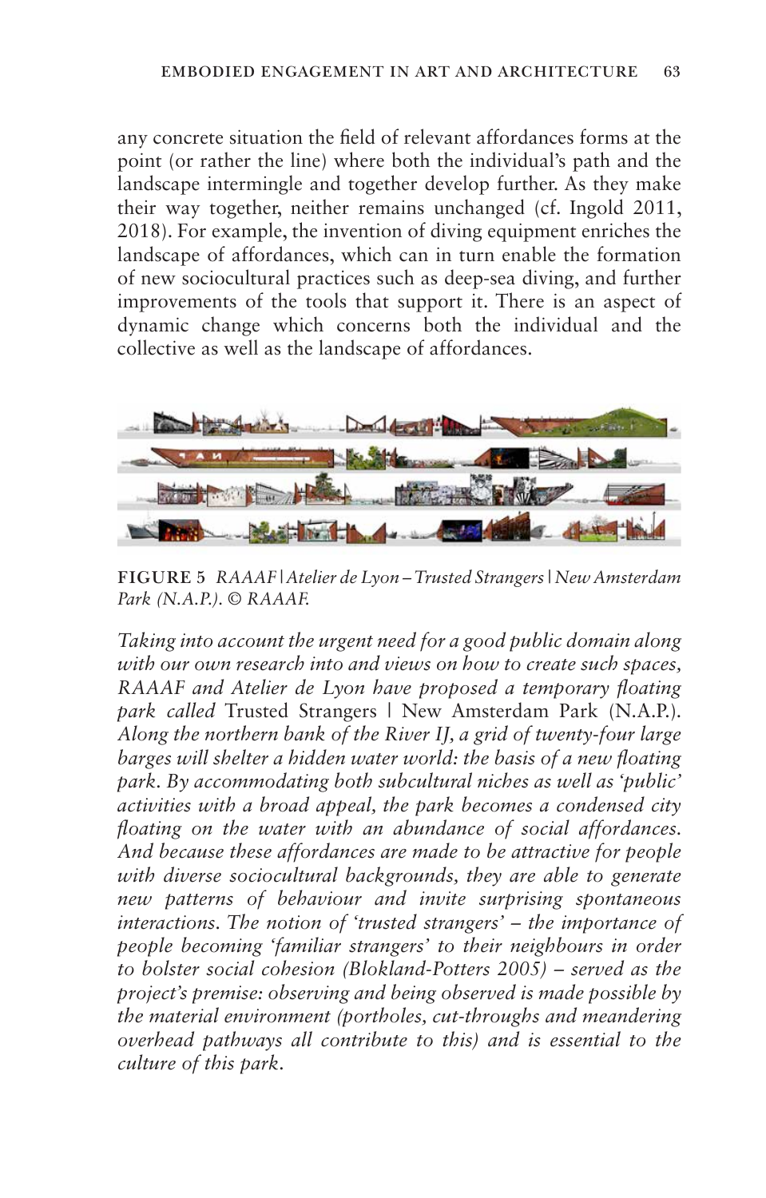any concrete situation the field of relevant affordances forms at the point (or rather the line) where both the individual's path and the landscape intermingle and together develop further. As they make their way together, neither remains unchanged (cf. Ingold 2011, 2018). For example, the invention of diving equipment enriches the landscape of affordances, which can in turn enable the formation of new sociocultural practices such as deep-sea diving, and further improvements of the tools that support it. There is an aspect of dynamic change which concerns both the individual and the collective as well as the landscape of affordances.

**FIGURE 5** *RAAAF | Atelier de Lyon – Trusted Strangers | New Amsterdam Park (N.A.P.). © RAAAF.*

*Taking into account the urgent need for a good public domain along with our own research into and views on how to create such spaces, RAAAF and Atelier de Lyon have proposed a temporary floating park called* Trusted Strangers | New Amsterdam Park (N.A.P.). *Along the northern bank of the River IJ, a grid of twenty-four large barges will shelter a hidden water world: the basis of a new floating park. By accommodating both subcultural niches as well as 'public' activities with a broad appeal, the park becomes a condensed city floating on the water with an abundance of social affordances. And because these affordances are made to be attractive for people with diverse sociocultural backgrounds, they are able to generate new patterns of behaviour and invite surprising spontaneous interactions. The notion of 'trusted strangers' – the importance of people becoming 'familiar strangers' to their neighbours in order to bolster social cohesion (Blokland-Potters 2005) – served as the project's premise: observing and being observed is made possible by the material environment (portholes, cut-throughs and meandering overhead pathways all contribute to this) and is essential to the culture of this park.*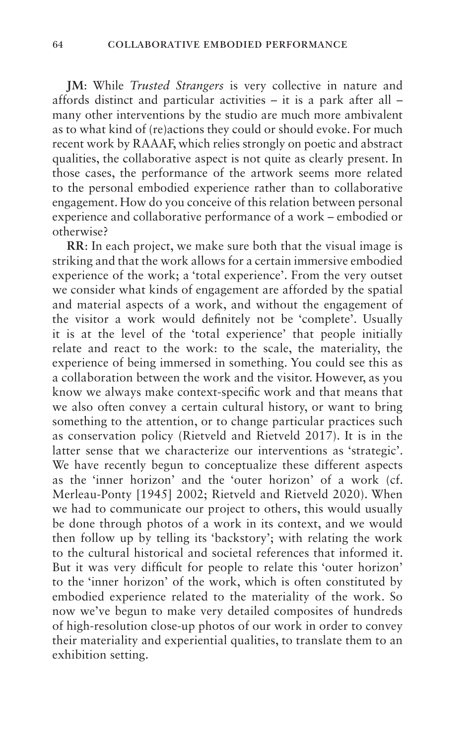**JM**: While *Trusted Strangers* is very collective in nature and affords distinct and particular activities – it is a park after all – many other interventions by the studio are much more ambivalent as to what kind of (re)actions they could or should evoke. For much recent work by RAAAF, which relies strongly on poetic and abstract qualities, the collaborative aspect is not quite as clearly present. In those cases, the performance of the artwork seems more related to the personal embodied experience rather than to collaborative engagement. How do you conceive of this relation between personal experience and collaborative performance of a work – embodied or otherwise?

**RR**: In each project, we make sure both that the visual image is striking and that the work allows for a certain immersive embodied experience of the work; a 'total experience'. From the very outset we consider what kinds of engagement are afforded by the spatial and material aspects of a work, and without the engagement of the visitor a work would definitely not be 'complete'. Usually it is at the level of the 'total experience' that people initially relate and react to the work: to the scale, the materiality, the experience of being immersed in something. You could see this as a collaboration between the work and the visitor. However, as you know we always make context-specific work and that means that we also often convey a certain cultural history, or want to bring something to the attention, or to change particular practices such as conservation policy (Rietveld and Rietveld 2017). It is in the latter sense that we characterize our interventions as 'strategic'. We have recently begun to conceptualize these different aspects as the 'inner horizon' and the 'outer horizon' of a work (cf. Merleau-Ponty [1945] 2002; Rietveld and Rietveld 2020). When we had to communicate our project to others, this would usually be done through photos of a work in its context, and we would then follow up by telling its 'backstory'; with relating the work to the cultural historical and societal references that informed it. But it was very difficult for people to relate this 'outer horizon' to the 'inner horizon' of the work, which is often constituted by embodied experience related to the materiality of the work. So now we've begun to make very detailed composites of hundreds of high-resolution close-up photos of our work in order to convey their materiality and experiential qualities, to translate them to an exhibition setting.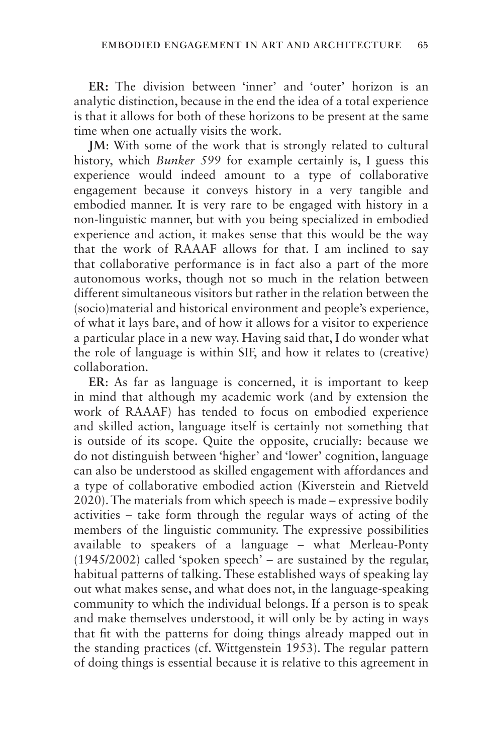**ER:** The division between 'inner' and 'outer' horizon is an analytic distinction, because in the end the idea of a total experience is that it allows for both of these horizons to be present at the same time when one actually visits the work.

**JM**: With some of the work that is strongly related to cultural history, which *Bunker 599* for example certainly is, I guess this experience would indeed amount to a type of collaborative engagement because it conveys history in a very tangible and embodied manner. It is very rare to be engaged with history in a non-linguistic manner, but with you being specialized in embodied experience and action, it makes sense that this would be the way that the work of RAAAF allows for that. I am inclined to say that collaborative performance is in fact also a part of the more autonomous works, though not so much in the relation between different simultaneous visitors but rather in the relation between the (socio)material and historical environment and people's experience, of what it lays bare, and of how it allows for a visitor to experience a particular place in a new way. Having said that, I do wonder what the role of language is within SIF, and how it relates to (creative) collaboration.

**ER**: As far as language is concerned, it is important to keep in mind that although my academic work (and by extension the work of RAAAF) has tended to focus on embodied experience and skilled action, language itself is certainly not something that is outside of its scope. Quite the opposite, crucially: because we do not distinguish between 'higher' and 'lower' cognition, language can also be understood as skilled engagement with affordances and a type of collaborative embodied action (Kiverstein and Rietveld 2020). The materials from which speech is made – expressive bodily activities – take form through the regular ways of acting of the members of the linguistic community. The expressive possibilities available to speakers of a language – what Merleau-Ponty (1945/2002) called 'spoken speech' – are sustained by the regular, habitual patterns of talking. These established ways of speaking lay out what makes sense, and what does not, in the language-speaking community to which the individual belongs. If a person is to speak and make themselves understood, it will only be by acting in ways that fit with the patterns for doing things already mapped out in the standing practices (cf. Wittgenstein 1953). The regular pattern of doing things is essential because it is relative to this agreement in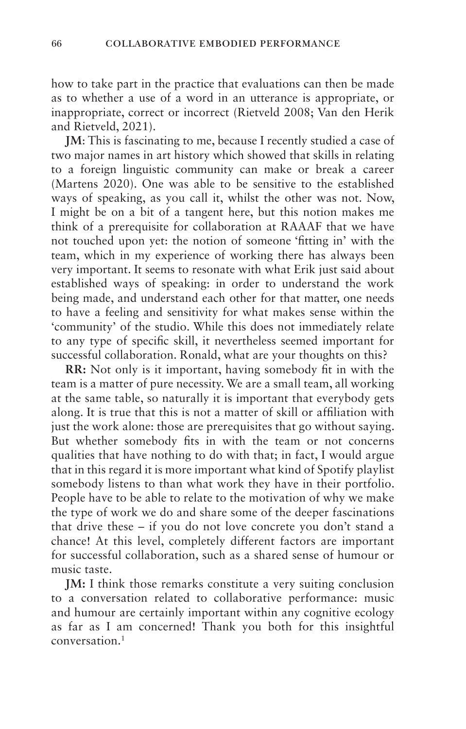how to take part in the practice that evaluations can then be made as to whether a use of a word in an utterance is appropriate, or inappropriate, correct or incorrect (Rietveld 2008; Van den Herik and Rietveld, 2021).

**JM**: This is fascinating to me, because I recently studied a case of two major names in art history which showed that skills in relating to a foreign linguistic community can make or break a career (Martens 2020). One was able to be sensitive to the established ways of speaking, as you call it, whilst the other was not. Now, I might be on a bit of a tangent here, but this notion makes me think of a prerequisite for collaboration at RAAAF that we have not touched upon yet: the notion of someone 'fitting in' with the team, which in my experience of working there has always been very important. It seems to resonate with what Erik just said about established ways of speaking: in order to understand the work being made, and understand each other for that matter, one needs to have a feeling and sensitivity for what makes sense within the 'community' of the studio. While this does not immediately relate to any type of specific skill, it nevertheless seemed important for successful collaboration. Ronald, what are your thoughts on this?

**RR:** Not only is it important, having somebody fit in with the team is a matter of pure necessity. We are a small team, all working at the same table, so naturally it is important that everybody gets along. It is true that this is not a matter of skill or affiliation with just the work alone: those are prerequisites that go without saying. But whether somebody fits in with the team or not concerns qualities that have nothing to do with that; in fact, I would argue that in this regard it is more important what kind of Spotify playlist somebody listens to than what work they have in their portfolio. People have to be able to relate to the motivation of why we make the type of work we do and share some of the deeper fascinations that drive these – if you do not love concrete you don't stand a chance! At this level, completely different factors are important for successful collaboration, such as a shared sense of humour or music taste.

**JM:** I think those remarks constitute a very suiting conclusion to a conversation related to collaborative performance: music and humour are certainly important within any cognitive ecology as far as I am concerned! Thank you both for this insightful conversation.[1]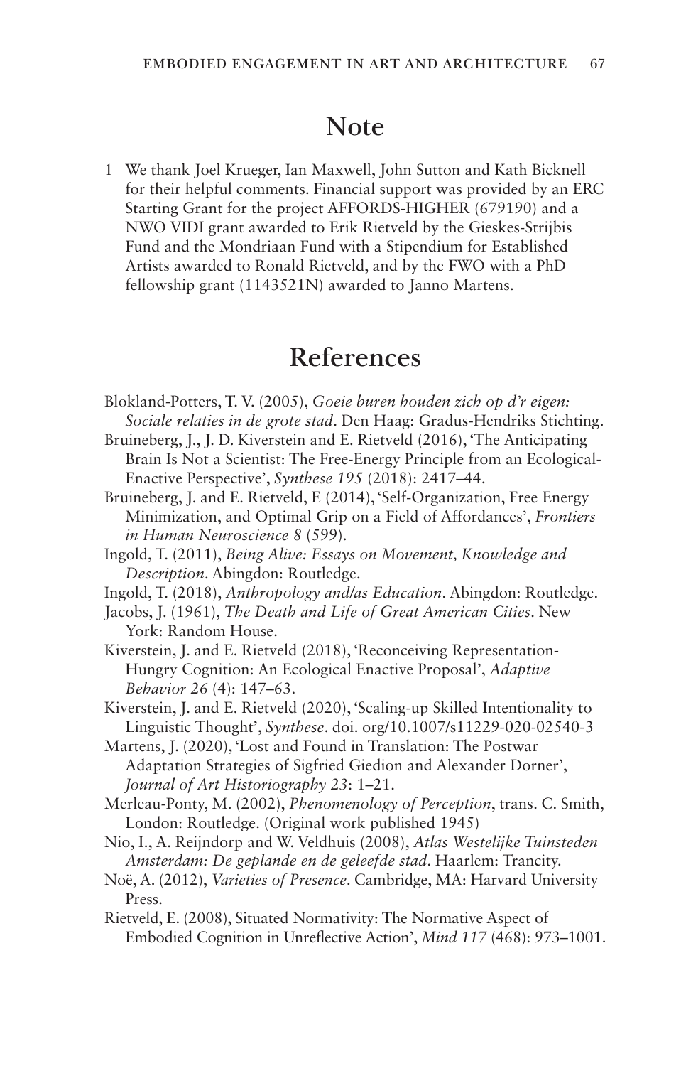## Note

1 We thank Joel Krueger, Ian Maxwell, John Sutton and Kath Bicknell for their helpful comments. Financial support was provided by an ERC Starting Grant for the project AFFORDS-HIGHER (679190) and a NWO VIDI grant awarded to Erik Rietveld by the Gieskes-Strijbis Fund and the Mondriaan Fund with a Stipendium for Established Artists awarded to Ronald Rietveld, and by the FWO with a PhD fellowship grant (1143521N) awarded to Janno Martens.

## References

Blokland-Potters, T. V. (2005), *Goeie buren houden zich op d'r eigen: Sociale relaties in de grote stad*. Den Haag: Gradus-Hendriks Stichting.

Bruineberg, J., J. D. Kiverstein and E. Rietveld (2016), 'The Anticipating Brain Is Not a Scientist: The Free-Energy Principle from an Ecological-Enactive Perspective', *Synthese 195* (2018): 2417–44.

Bruineberg, J. and E. Rietveld, E (2014), 'Self-Organization, Free Energy Minimization, and Optimal Grip on a Field of Affordances', *Frontiers in Human Neuroscience 8* (599).

Ingold, T. (2011), *Being Alive: Essays on Movement, Knowledge and Description*. Abingdon: Routledge.

Ingold, T. (2018), *Anthropology and/as Education*. Abingdon: Routledge.

Jacobs, J. (1961), *The Death and Life of Great American Cities*. New York: Random House.

Kiverstein, J. and E. Rietveld (2018), 'Reconceiving Representation-Hungry Cognition: An Ecological Enactive Proposal', *Adaptive Behavior 26* (4): 147–63.

Kiverstein, J. and E. Rietveld (2020), 'Scaling-up Skilled Intentionality to Linguistic Thought', *Synthese*. doi. org/10.1007/s11229-020-02540-3

Martens, J. (2020), 'Lost and Found in Translation: The Postwar Adaptation Strategies of Sigfried Giedion and Alexander Dorner', *Journal of Art Historiography 23*: 1–21.

Merleau-Ponty, M. (2002), *Phenomenology of Perception*, trans. C. Smith, London: Routledge. (Original work published 1945)

Nio, I., A. Reijndorp and W. Veldhuis (2008), *Atlas Westelijke Tuinsteden Amsterdam: De geplande en de geleefde stad*. Haarlem: Trancity.

Noë, A. (2012), *Varieties of Presence*. Cambridge, MA: Harvard University Press.

Rietveld, E. (2008), Situated Normativity: The Normative Aspect of Embodied Cognition in Unreflective Action', *Mind 117* (468): 973–1001.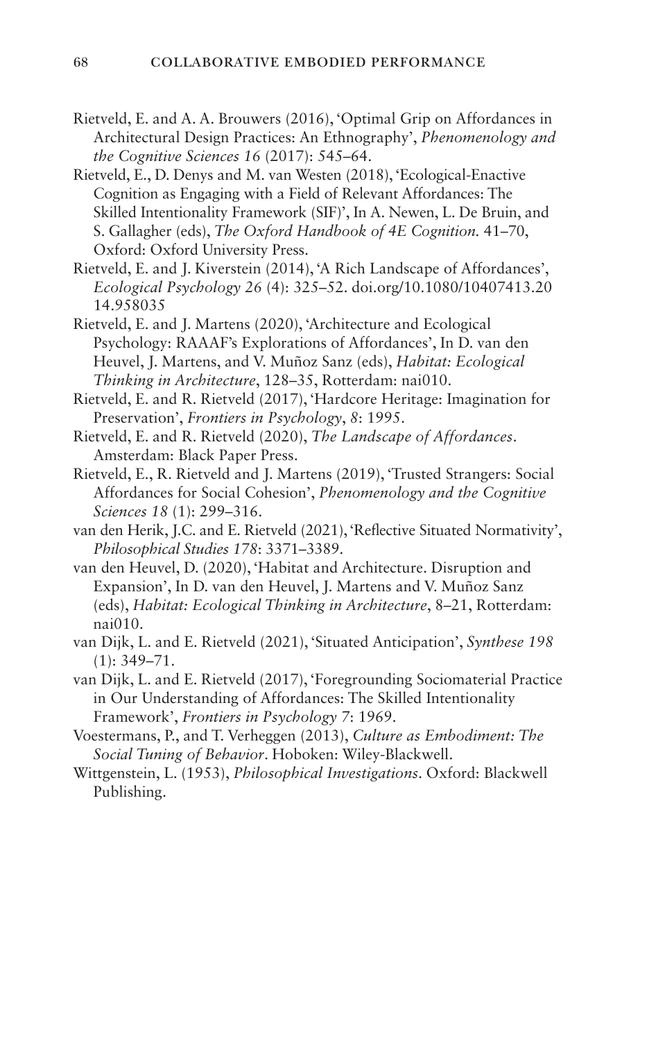Rietveld, E. and A. A. Brouwers (2016), 'Optimal Grip on Affordances in Architectural Design Practices: An Ethnography', *Phenomenology and the Cognitive Sciences 16* (2017): 545–64.

Rietveld, E., D. Denys and M. van Westen (2018), 'Ecological-Enactive Cognition as Engaging with a Field of Relevant Affordances: The Skilled Intentionality Framework (SIF)', In A. Newen, L. De Bruin, and S. Gallagher (eds), *The Oxford Handbook of 4E Cognition*. 41–70, Oxford: Oxford University Press.

Rietveld, E. and J. Kiverstein (2014), 'A Rich Landscape of Affordances', *Ecological Psychology 26* (4): 325–52. doi.org/10.1080/10407413.2014.958035

Rietveld, E. and J. Martens (2020), 'Architecture and Ecological Psychology: RAAAF's Explorations of Affordances', In D. van den Heuvel, J. Martens, and V. Muñoz Sanz (eds), *Habitat: Ecological Thinking in Architecture*, 128–35, Rotterdam: nai010.

Rietveld, E. and R. Rietveld (2017), 'Hardcore Heritage: Imagination for Preservation', *Frontiers in Psychology*, *8*: 1995.

Rietveld, E. and R. Rietveld (2020), *The Landscape of Affordances*. Amsterdam: Black Paper Press.

Rietveld, E., R. Rietveld and J. Martens (2019), 'Trusted Strangers: Social Affordances for Social Cohesion', *Phenomenology and the Cognitive Sciences 18* (1): 299–316.

van den Herik, J.C. and E. Rietveld (2021), 'Reflective Situated Normativity', *Philosophical Studies 178*: 3371–3389.

van den Heuvel, D. (2020), 'Habitat and Architecture. Disruption and Expansion', In D. van den Heuvel, J. Martens and V. Muñoz Sanz (eds), *Habitat: Ecological Thinking in Architecture*, 8–21, Rotterdam: nai010.

van Dijk, L. and E. Rietveld (2021), 'Situated Anticipation', *Synthese 198* (1): 349–71.

van Dijk, L. and E. Rietveld (2017), 'Foregrounding Sociomaterial Practice in Our Understanding of Affordances: The Skilled Intentionality Framework', *Frontiers in Psychology 7*: 1969.

Voestermans, P., and T. Verheggen (2013), *Culture as Embodiment: The Social Tuning of Behavior*. Hoboken: Wiley-Blackwell.

Wittgenstein, L. (1953), *Philosophical Investigations*. Oxford: Blackwell Publishing.